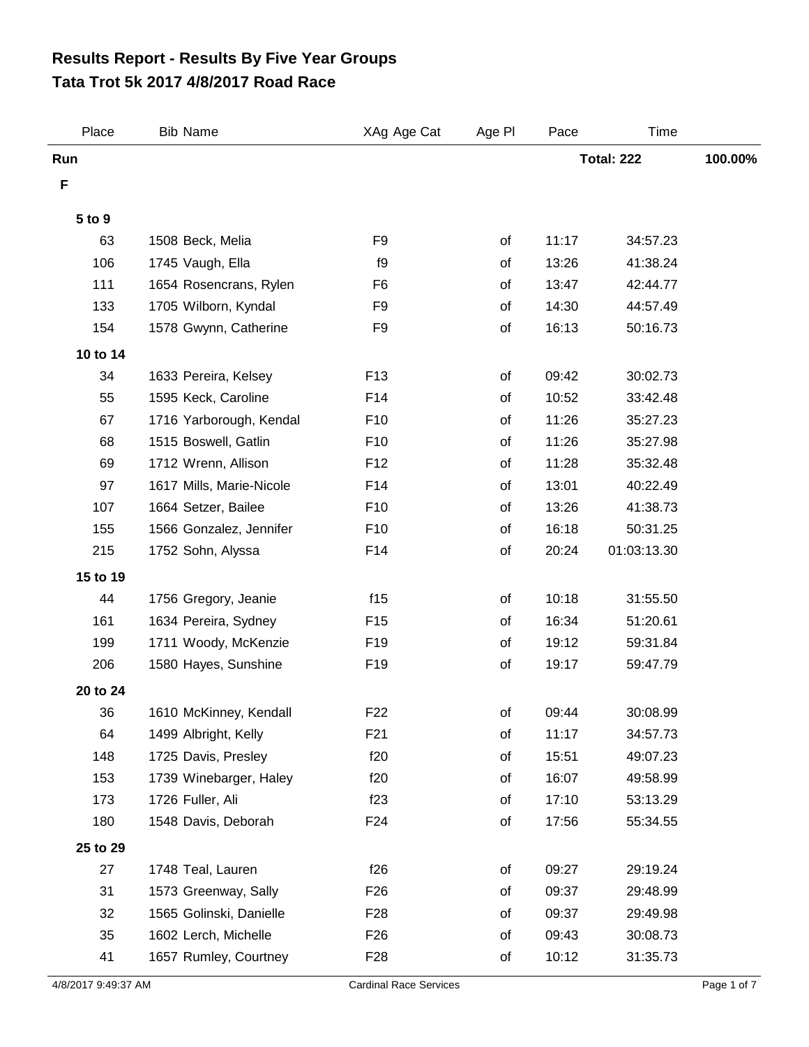# Results Report - Results By Five Year Groups
# Tata Trot 5k 2017 4/8/2017 Road Race

| Place | Bib | Name | XAg Age Cat | Age Pl | Pace | Time | |
|---|---|---|---|---|---|---|---|
| **Run** | | | | | | **Total: 222** | **100.00%** |
| **F** | | | | | | | |
| **5 to 9** | | | | | | | |
| 63 | 1508 | Beck, Melia | F9 | of | 11:17 | 34:57.23 | |
| 106 | 1745 | Vaugh, Ella | f9 | of | 13:26 | 41:38.24 | |
| 111 | 1654 | Rosencrans, Rylen | F6 | of | 13:47 | 42:44.77 | |
| 133 | 1705 | Wilborn, Kyndal | F9 | of | 14:30 | 44:57.49 | |
| 154 | 1578 | Gwynn, Catherine | F9 | of | 16:13 | 50:16.73 | |
| **10 to 14** | | | | | | | |
| 34 | 1633 | Pereira, Kelsey | F13 | of | 09:42 | 30:02.73 | |
| 55 | 1595 | Keck, Caroline | F14 | of | 10:52 | 33:42.48 | |
| 67 | 1716 | Yarborough, Kendal | F10 | of | 11:26 | 35:27.23 | |
| 68 | 1515 | Boswell, Gatlin | F10 | of | 11:26 | 35:27.98 | |
| 69 | 1712 | Wrenn, Allison | F12 | of | 11:28 | 35:32.48 | |
| 97 | 1617 | Mills, Marie-Nicole | F14 | of | 13:01 | 40:22.49 | |
| 107 | 1664 | Setzer, Bailee | F10 | of | 13:26 | 41:38.73 | |
| 155 | 1566 | Gonzalez, Jennifer | F10 | of | 16:18 | 50:31.25 | |
| 215 | 1752 | Sohn, Alyssa | F14 | of | 20:24 | 01:03:13.30 | |
| **15 to 19** | | | | | | | |
| 44 | 1756 | Gregory, Jeanie | f15 | of | 10:18 | 31:55.50 | |
| 161 | 1634 | Pereira, Sydney | F15 | of | 16:34 | 51:20.61 | |
| 199 | 1711 | Woody, McKenzie | F19 | of | 19:12 | 59:31.84 | |
| 206 | 1580 | Hayes, Sunshine | F19 | of | 19:17 | 59:47.79 | |
| **20 to 24** | | | | | | | |
| 36 | 1610 | McKinney, Kendall | F22 | of | 09:44 | 30:08.99 | |
| 64 | 1499 | Albright, Kelly | F21 | of | 11:17 | 34:57.73 | |
| 148 | 1725 | Davis, Presley | f20 | of | 15:51 | 49:07.23 | |
| 153 | 1739 | Winebarger, Haley | f20 | of | 16:07 | 49:58.99 | |
| 173 | 1726 | Fuller, Ali | f23 | of | 17:10 | 53:13.29 | |
| 180 | 1548 | Davis, Deborah | F24 | of | 17:56 | 55:34.55 | |
| **25 to 29** | | | | | | | |
| 27 | 1748 | Teal, Lauren | f26 | of | 09:27 | 29:19.24 | |
| 31 | 1573 | Greenway, Sally | F26 | of | 09:37 | 29:48.99 | |
| 32 | 1565 | Golinski, Danielle | F28 | of | 09:37 | 29:49.98 | |
| 35 | 1602 | Lerch, Michelle | F26 | of | 09:43 | 30:08.73 | |
| 41 | 1657 | Rumley, Courtney | F28 | of | 10:12 | 31:35.73 | |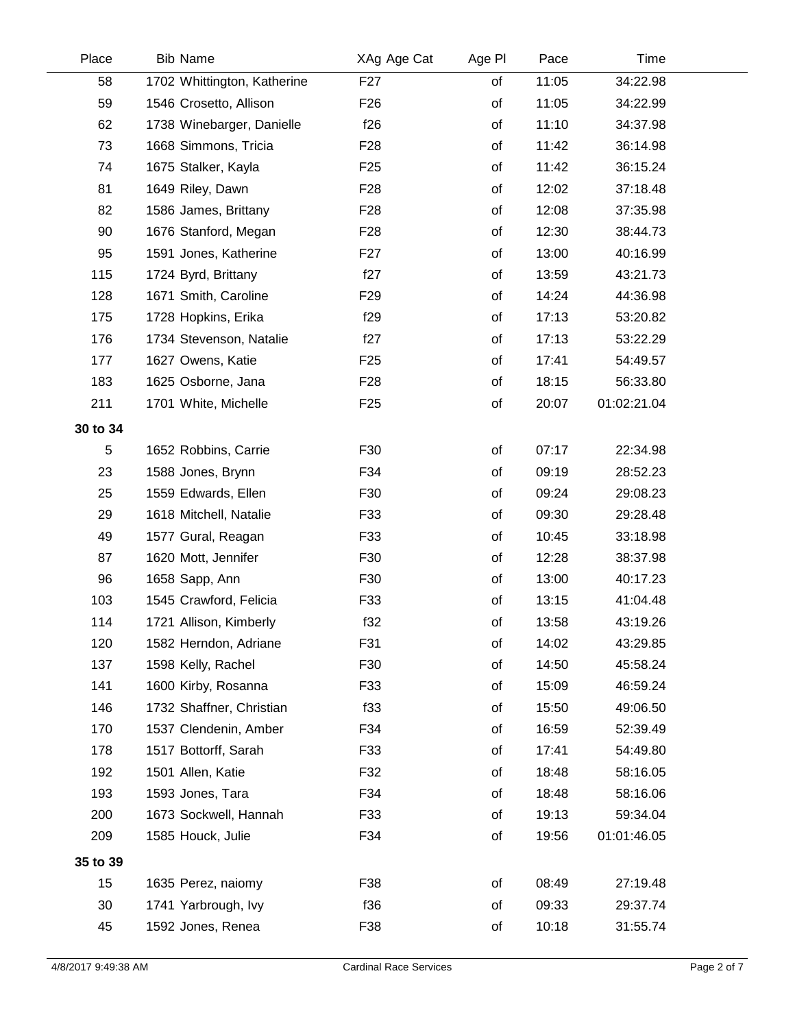| Place | Bib Name | XAg Age Cat | Age Pl | Pace | Time |
|---|---|---|---|---|---|
| 58 | 1702 Whittington, Katherine | F27 | of | 11:05 | 34:22.98 |
| 59 | 1546 Crosetto, Allison | F26 | of | 11:05 | 34:22.99 |
| 62 | 1738 Winebarger, Danielle | f26 | of | 11:10 | 34:37.98 |
| 73 | 1668 Simmons, Tricia | F28 | of | 11:42 | 36:14.98 |
| 74 | 1675 Stalker, Kayla | F25 | of | 11:42 | 36:15.24 |
| 81 | 1649 Riley, Dawn | F28 | of | 12:02 | 37:18.48 |
| 82 | 1586 James, Brittany | F28 | of | 12:08 | 37:35.98 |
| 90 | 1676 Stanford, Megan | F28 | of | 12:30 | 38:44.73 |
| 95 | 1591 Jones, Katherine | F27 | of | 13:00 | 40:16.99 |
| 115 | 1724 Byrd, Brittany | f27 | of | 13:59 | 43:21.73 |
| 128 | 1671 Smith, Caroline | F29 | of | 14:24 | 44:36.98 |
| 175 | 1728 Hopkins, Erika | f29 | of | 17:13 | 53:20.82 |
| 176 | 1734 Stevenson, Natalie | f27 | of | 17:13 | 53:22.29 |
| 177 | 1627 Owens, Katie | F25 | of | 17:41 | 54:49.57 |
| 183 | 1625 Osborne, Jana | F28 | of | 18:15 | 56:33.80 |
| 211 | 1701 White, Michelle | F25 | of | 20:07 | 01:02:21.04 |
| **30 to 34** | | | | | |
| 5 | 1652 Robbins, Carrie | F30 | of | 07:17 | 22:34.98 |
| 23 | 1588 Jones, Brynn | F34 | of | 09:19 | 28:52.23 |
| 25 | 1559 Edwards, Ellen | F30 | of | 09:24 | 29:08.23 |
| 29 | 1618 Mitchell, Natalie | F33 | of | 09:30 | 29:28.48 |
| 49 | 1577 Gural, Reagan | F33 | of | 10:45 | 33:18.98 |
| 87 | 1620 Mott, Jennifer | F30 | of | 12:28 | 38:37.98 |
| 96 | 1658 Sapp, Ann | F30 | of | 13:00 | 40:17.23 |
| 103 | 1545 Crawford, Felicia | F33 | of | 13:15 | 41:04.48 |
| 114 | 1721 Allison, Kimberly | f32 | of | 13:58 | 43:19.26 |
| 120 | 1582 Herndon, Adriane | F31 | of | 14:02 | 43:29.85 |
| 137 | 1598 Kelly, Rachel | F30 | of | 14:50 | 45:58.24 |
| 141 | 1600 Kirby, Rosanna | F33 | of | 15:09 | 46:59.24 |
| 146 | 1732 Shaffner, Christian | f33 | of | 15:50 | 49:06.50 |
| 170 | 1537 Clendenin, Amber | F34 | of | 16:59 | 52:39.49 |
| 178 | 1517 Bottorff, Sarah | F33 | of | 17:41 | 54:49.80 |
| 192 | 1501 Allen, Katie | F32 | of | 18:48 | 58:16.05 |
| 193 | 1593 Jones, Tara | F34 | of | 18:48 | 58:16.06 |
| 200 | 1673 Sockwell, Hannah | F33 | of | 19:13 | 59:34.04 |
| 209 | 1585 Houck, Julie | F34 | of | 19:56 | 01:01:46.05 |
| **35 to 39** | | | | | |
| 15 | 1635 Perez, naiomy | F38 | of | 08:49 | 27:19.48 |
| 30 | 1741 Yarbrough, Ivy | f36 | of | 09:33 | 29:37.74 |
| 45 | 1592 Jones, Renea | F38 | of | 10:18 | 31:55.74 |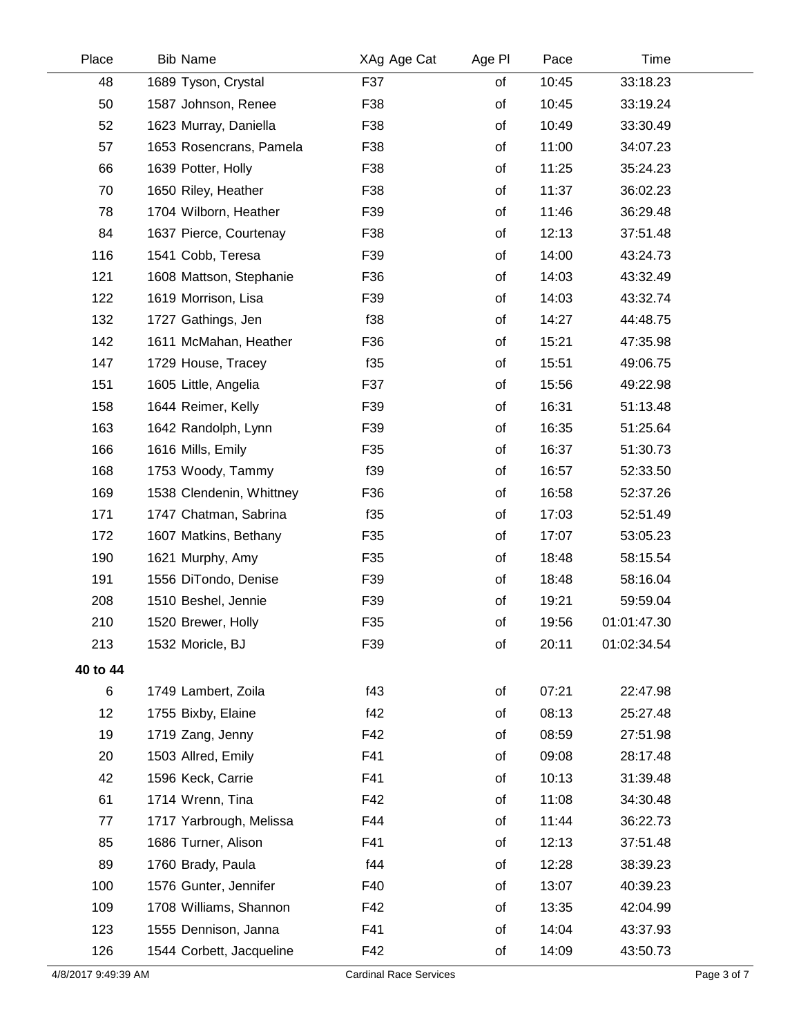| Place | Bib | Name | XAg | Age Cat | Age Pl | Pace | Time |
|---|---|---|---|---|---|---|---|
| 48 | 1689 | Tyson, Crystal | F37 | | of | 10:45 | 33:18.23 |
| 50 | 1587 | Johnson, Renee | F38 | | of | 10:45 | 33:19.24 |
| 52 | 1623 | Murray, Daniella | F38 | | of | 10:49 | 33:30.49 |
| 57 | 1653 | Rosencrans, Pamela | F38 | | of | 11:00 | 34:07.23 |
| 66 | 1639 | Potter, Holly | F38 | | of | 11:25 | 35:24.23 |
| 70 | 1650 | Riley, Heather | F38 | | of | 11:37 | 36:02.23 |
| 78 | 1704 | Wilborn, Heather | F39 | | of | 11:46 | 36:29.48 |
| 84 | 1637 | Pierce, Courtenay | F38 | | of | 12:13 | 37:51.48 |
| 116 | 1541 | Cobb, Teresa | F39 | | of | 14:00 | 43:24.73 |
| 121 | 1608 | Mattson, Stephanie | F36 | | of | 14:03 | 43:32.49 |
| 122 | 1619 | Morrison, Lisa | F39 | | of | 14:03 | 43:32.74 |
| 132 | 1727 | Gathings, Jen | f38 | | of | 14:27 | 44:48.75 |
| 142 | 1611 | McMahan, Heather | F36 | | of | 15:21 | 47:35.98 |
| 147 | 1729 | House, Tracey | f35 | | of | 15:51 | 49:06.75 |
| 151 | 1605 | Little, Angelia | F37 | | of | 15:56 | 49:22.98 |
| 158 | 1644 | Reimer, Kelly | F39 | | of | 16:31 | 51:13.48 |
| 163 | 1642 | Randolph, Lynn | F39 | | of | 16:35 | 51:25.64 |
| 166 | 1616 | Mills, Emily | F35 | | of | 16:37 | 51:30.73 |
| 168 | 1753 | Woody, Tammy | f39 | | of | 16:57 | 52:33.50 |
| 169 | 1538 | Clendenin, Whittney | F36 | | of | 16:58 | 52:37.26 |
| 171 | 1747 | Chatman, Sabrina | f35 | | of | 17:03 | 52:51.49 |
| 172 | 1607 | Matkins, Bethany | F35 | | of | 17:07 | 53:05.23 |
| 190 | 1621 | Murphy, Amy | F35 | | of | 18:48 | 58:15.54 |
| 191 | 1556 | DiTondo, Denise | F39 | | of | 18:48 | 58:16.04 |
| 208 | 1510 | Beshel, Jennie | F39 | | of | 19:21 | 59:59.04 |
| 210 | 1520 | Brewer, Holly | F35 | | of | 19:56 | 01:01:47.30 |
| 213 | 1532 | Moricle, BJ | F39 | | of | 20:11 | 01:02:34.54 |
| **40 to 44** | | | | | | | |
| 6 | 1749 | Lambert, Zoila | f43 | | of | 07:21 | 22:47.98 |
| 12 | 1755 | Bixby, Elaine | f42 | | of | 08:13 | 25:27.48 |
| 19 | 1719 | Zang, Jenny | F42 | | of | 08:59 | 27:51.98 |
| 20 | 1503 | Allred, Emily | F41 | | of | 09:08 | 28:17.48 |
| 42 | 1596 | Keck, Carrie | F41 | | of | 10:13 | 31:39.48 |
| 61 | 1714 | Wrenn, Tina | F42 | | of | 11:08 | 34:30.48 |
| 77 | 1717 | Yarbrough, Melissa | F44 | | of | 11:44 | 36:22.73 |
| 85 | 1686 | Turner, Alison | F41 | | of | 12:13 | 37:51.48 |
| 89 | 1760 | Brady, Paula | f44 | | of | 12:28 | 38:39.23 |
| 100 | 1576 | Gunter, Jennifer | F40 | | of | 13:07 | 40:39.23 |
| 109 | 1708 | Williams, Shannon | F42 | | of | 13:35 | 42:04.99 |
| 123 | 1555 | Dennison, Janna | F41 | | of | 14:04 | 43:37.93 |
| 126 | 1544 | Corbett, Jacqueline | F42 | | of | 14:09 | 43:50.73 |

4/8/2017 9:49:39 AM Cardinal Race Services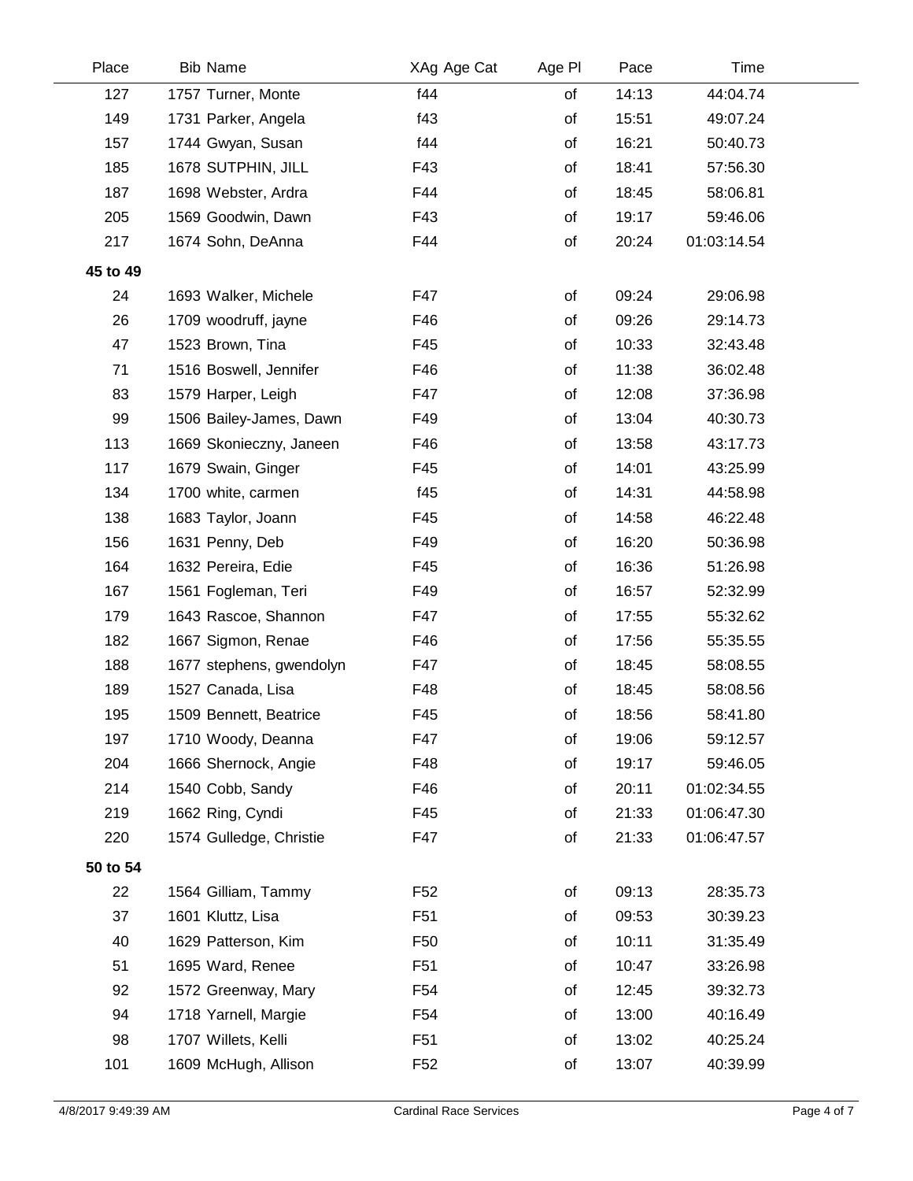| Place | Bib Name | XAg Age Cat | Age Pl | Pace | Time |
|---|---|---|---|---|---|
| 127 | 1757 Turner, Monte | f44 | of | 14:13 | 44:04.74 |
| 149 | 1731 Parker, Angela | f43 | of | 15:51 | 49:07.24 |
| 157 | 1744 Gwyan, Susan | f44 | of | 16:21 | 50:40.73 |
| 185 | 1678 SUTPHIN, JILL | F43 | of | 18:41 | 57:56.30 |
| 187 | 1698 Webster, Ardra | F44 | of | 18:45 | 58:06.81 |
| 205 | 1569 Goodwin, Dawn | F43 | of | 19:17 | 59:46.06 |
| 217 | 1674 Sohn, DeAnna | F44 | of | 20:24 | 01:03:14.54 |
| **45 to 49** | | | | | |
| 24 | 1693 Walker, Michele | F47 | of | 09:24 | 29:06.98 |
| 26 | 1709 woodruff, jayne | F46 | of | 09:26 | 29:14.73 |
| 47 | 1523 Brown, Tina | F45 | of | 10:33 | 32:43.48 |
| 71 | 1516 Boswell, Jennifer | F46 | of | 11:38 | 36:02.48 |
| 83 | 1579 Harper, Leigh | F47 | of | 12:08 | 37:36.98 |
| 99 | 1506 Bailey-James, Dawn | F49 | of | 13:04 | 40:30.73 |
| 113 | 1669 Skonieczny, Janeen | F46 | of | 13:58 | 43:17.73 |
| 117 | 1679 Swain, Ginger | F45 | of | 14:01 | 43:25.99 |
| 134 | 1700 white, carmen | f45 | of | 14:31 | 44:58.98 |
| 138 | 1683 Taylor, Joann | F45 | of | 14:58 | 46:22.48 |
| 156 | 1631 Penny, Deb | F49 | of | 16:20 | 50:36.98 |
| 164 | 1632 Pereira, Edie | F45 | of | 16:36 | 51:26.98 |
| 167 | 1561 Fogleman, Teri | F49 | of | 16:57 | 52:32.99 |
| 179 | 1643 Rascoe, Shannon | F47 | of | 17:55 | 55:32.62 |
| 182 | 1667 Sigmon, Renae | F46 | of | 17:56 | 55:35.55 |
| 188 | 1677 stephens, gwendolyn | F47 | of | 18:45 | 58:08.55 |
| 189 | 1527 Canada, Lisa | F48 | of | 18:45 | 58:08.56 |
| 195 | 1509 Bennett, Beatrice | F45 | of | 18:56 | 58:41.80 |
| 197 | 1710 Woody, Deanna | F47 | of | 19:06 | 59:12.57 |
| 204 | 1666 Shernock, Angie | F48 | of | 19:17 | 59:46.05 |
| 214 | 1540 Cobb, Sandy | F46 | of | 20:11 | 01:02:34.55 |
| 219 | 1662 Ring, Cyndi | F45 | of | 21:33 | 01:06:47.30 |
| 220 | 1574 Gulledge, Christie | F47 | of | 21:33 | 01:06:47.57 |
| **50 to 54** | | | | | |
| 22 | 1564 Gilliam, Tammy | F52 | of | 09:13 | 28:35.73 |
| 37 | 1601 Kluttz, Lisa | F51 | of | 09:53 | 30:39.23 |
| 40 | 1629 Patterson, Kim | F50 | of | 10:11 | 31:35.49 |
| 51 | 1695 Ward, Renee | F51 | of | 10:47 | 33:26.98 |
| 92 | 1572 Greenway, Mary | F54 | of | 12:45 | 39:32.73 |
| 94 | 1718 Yarnell, Margie | F54 | of | 13:00 | 40:16.49 |
| 98 | 1707 Willets, Kelli | F51 | of | 13:02 | 40:25.24 |
| 101 | 1609 McHugh, Allison | F52 | of | 13:07 | 40:39.99 |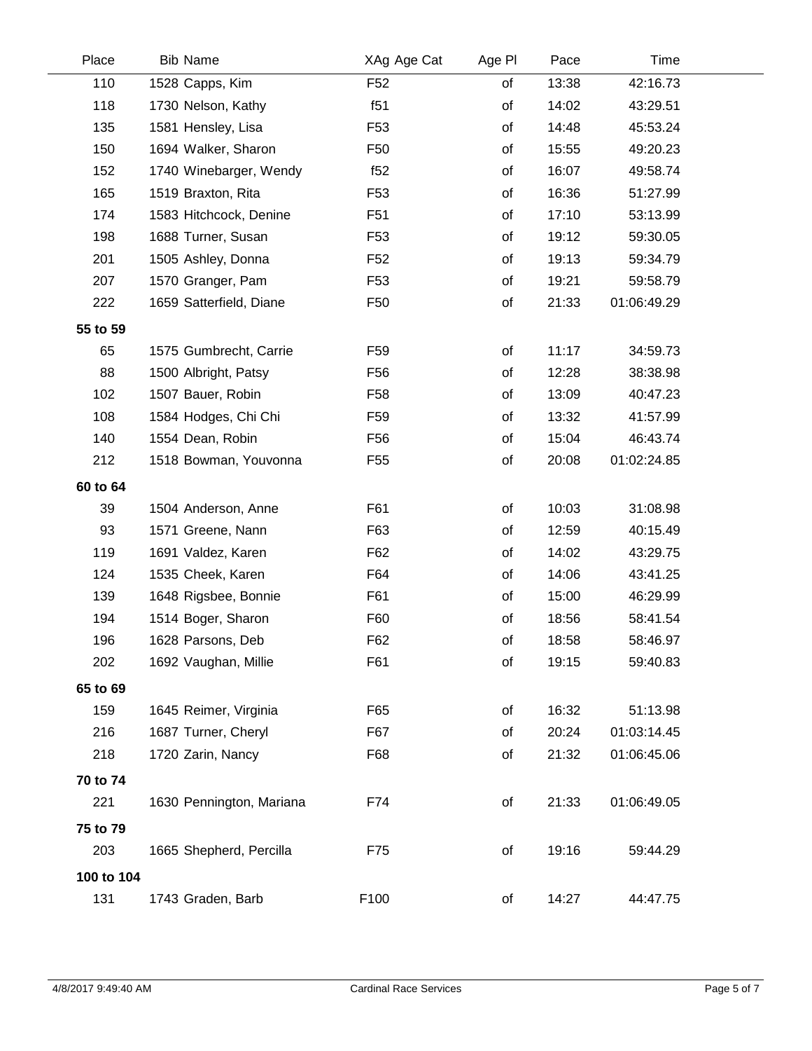| Place | Bib Name | XAg Age Cat | Age Pl | Pace | Time |
|---|---|---|---|---|---|
| 110 | 1528 Capps, Kim | F52 | of | 13:38 | 42:16.73 |
| 118 | 1730 Nelson, Kathy | f51 | of | 14:02 | 43:29.51 |
| 135 | 1581 Hensley, Lisa | F53 | of | 14:48 | 45:53.24 |
| 150 | 1694 Walker, Sharon | F50 | of | 15:55 | 49:20.23 |
| 152 | 1740 Winebarger, Wendy | f52 | of | 16:07 | 49:58.74 |
| 165 | 1519 Braxton, Rita | F53 | of | 16:36 | 51:27.99 |
| 174 | 1583 Hitchcock, Denine | F51 | of | 17:10 | 53:13.99 |
| 198 | 1688 Turner, Susan | F53 | of | 19:12 | 59:30.05 |
| 201 | 1505 Ashley, Donna | F52 | of | 19:13 | 59:34.79 |
| 207 | 1570 Granger, Pam | F53 | of | 19:21 | 59:58.79 |
| 222 | 1659 Satterfield, Diane | F50 | of | 21:33 | 01:06:49.29 |
| **55 to 59** | | | | | |
| 65 | 1575 Gumbrecht, Carrie | F59 | of | 11:17 | 34:59.73 |
| 88 | 1500 Albright, Patsy | F56 | of | 12:28 | 38:38.98 |
| 102 | 1507 Bauer, Robin | F58 | of | 13:09 | 40:47.23 |
| 108 | 1584 Hodges, Chi Chi | F59 | of | 13:32 | 41:57.99 |
| 140 | 1554 Dean, Robin | F56 | of | 15:04 | 46:43.74 |
| 212 | 1518 Bowman, Youvonna | F55 | of | 20:08 | 01:02:24.85 |
| **60 to 64** | | | | | |
| 39 | 1504 Anderson, Anne | F61 | of | 10:03 | 31:08.98 |
| 93 | 1571 Greene, Nann | F63 | of | 12:59 | 40:15.49 |
| 119 | 1691 Valdez, Karen | F62 | of | 14:02 | 43:29.75 |
| 124 | 1535 Cheek, Karen | F64 | of | 14:06 | 43:41.25 |
| 139 | 1648 Rigsbee, Bonnie | F61 | of | 15:00 | 46:29.99 |
| 194 | 1514 Boger, Sharon | F60 | of | 18:56 | 58:41.54 |
| 196 | 1628 Parsons, Deb | F62 | of | 18:58 | 58:46.97 |
| 202 | 1692 Vaughan, Millie | F61 | of | 19:15 | 59:40.83 |
| **65 to 69** | | | | | |
| 159 | 1645 Reimer, Virginia | F65 | of | 16:32 | 51:13.98 |
| 216 | 1687 Turner, Cheryl | F67 | of | 20:24 | 01:03:14.45 |
| 218 | 1720 Zarin, Nancy | F68 | of | 21:32 | 01:06:45.06 |
| **70 to 74** | | | | | |
| 221 | 1630 Pennington, Mariana | F74 | of | 21:33 | 01:06:49.05 |
| **75 to 79** | | | | | |
| 203 | 1665 Shepherd, Percilla | F75 | of | 19:16 | 59:44.29 |
| **100 to 104** | | | | | |
| 131 | 1743 Graden, Barb | F100 | of | 14:27 | 44:47.75 |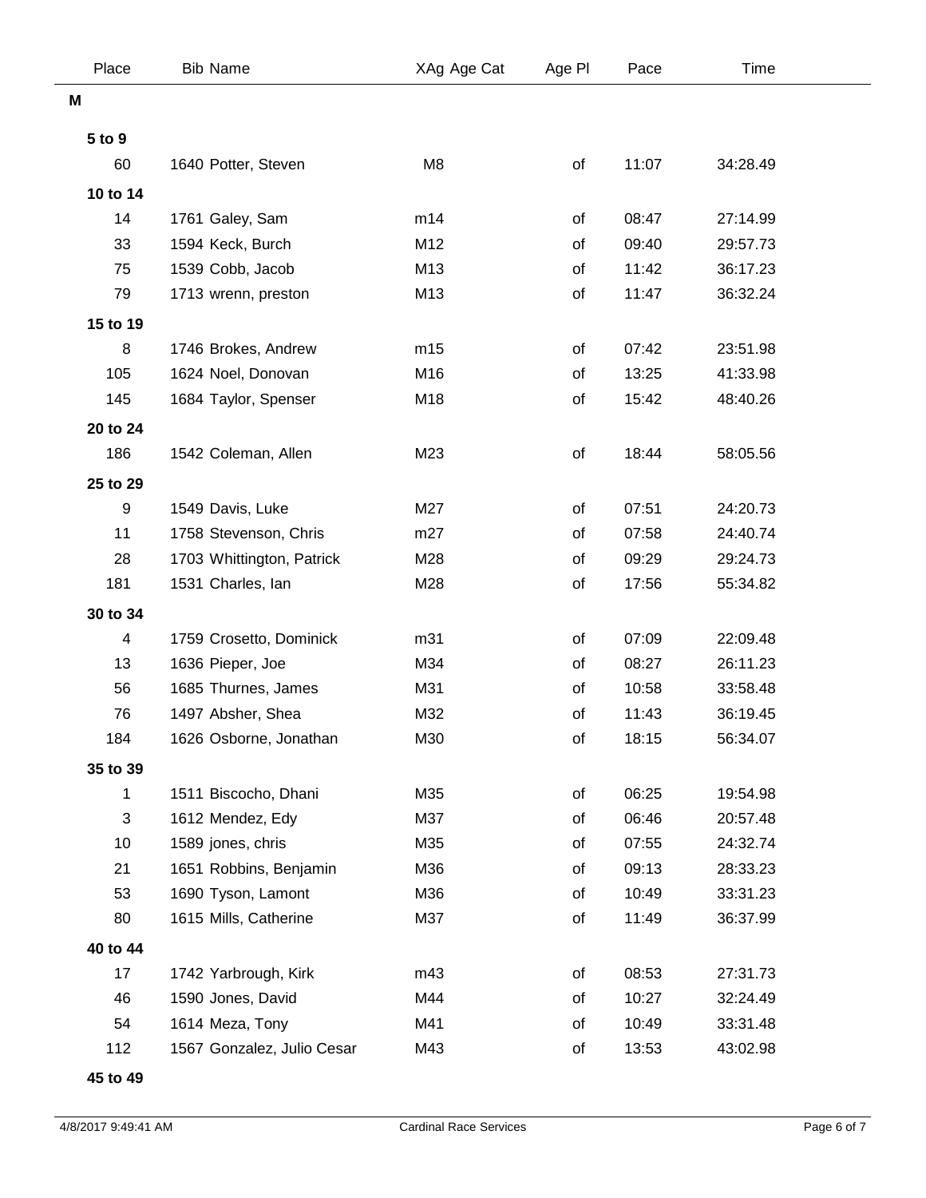| Place | Bib | Name | XAg | Age Cat | Age Pl | Pace | Time |
|---|---|---|---|---|---|---|---|
| **M** | | | | | | | |
| **5 to 9** | | | | | | | |
| 60 | 1640 | Potter, Steven | M8 | | of | 11:07 | 34:28.49 |
| **10 to 14** | | | | | | | |
| 14 | 1761 | Galey, Sam | m14 | | of | 08:47 | 27:14.99 |
| 33 | 1594 | Keck, Burch | M12 | | of | 09:40 | 29:57.73 |
| 75 | 1539 | Cobb, Jacob | M13 | | of | 11:42 | 36:17.23 |
| 79 | 1713 | wrenn, preston | M13 | | of | 11:47 | 36:32.24 |
| **15 to 19** | | | | | | | |
| 8 | 1746 | Brokes, Andrew | m15 | | of | 07:42 | 23:51.98 |
| 105 | 1624 | Noel, Donovan | M16 | | of | 13:25 | 41:33.98 |
| 145 | 1684 | Taylor, Spenser | M18 | | of | 15:42 | 48:40.26 |
| **20 to 24** | | | | | | | |
| 186 | 1542 | Coleman, Allen | M23 | | of | 18:44 | 58:05.56 |
| **25 to 29** | | | | | | | |
| 9 | 1549 | Davis, Luke | M27 | | of | 07:51 | 24:20.73 |
| 11 | 1758 | Stevenson, Chris | m27 | | of | 07:58 | 24:40.74 |
| 28 | 1703 | Whittington, Patrick | M28 | | of | 09:29 | 29:24.73 |
| 181 | 1531 | Charles, Ian | M28 | | of | 17:56 | 55:34.82 |
| **30 to 34** | | | | | | | |
| 4 | 1759 | Crosetto, Dominick | m31 | | of | 07:09 | 22:09.48 |
| 13 | 1636 | Pieper, Joe | M34 | | of | 08:27 | 26:11.23 |
| 56 | 1685 | Thurnes, James | M31 | | of | 10:58 | 33:58.48 |
| 76 | 1497 | Absher, Shea | M32 | | of | 11:43 | 36:19.45 |
| 184 | 1626 | Osborne, Jonathan | M30 | | of | 18:15 | 56:34.07 |
| **35 to 39** | | | | | | | |
| 1 | 1511 | Biscocho, Dhani | M35 | | of | 06:25 | 19:54.98 |
| 3 | 1612 | Mendez, Edy | M37 | | of | 06:46 | 20:57.48 |
| 10 | 1589 | jones, chris | M35 | | of | 07:55 | 24:32.74 |
| 21 | 1651 | Robbins, Benjamin | M36 | | of | 09:13 | 28:33.23 |
| 53 | 1690 | Tyson, Lamont | M36 | | of | 10:49 | 33:31.23 |
| 80 | 1615 | Mills, Catherine | M37 | | of | 11:49 | 36:37.99 |
| **40 to 44** | | | | | | | |
| 17 | 1742 | Yarbrough, Kirk | m43 | | of | 08:53 | 27:31.73 |
| 46 | 1590 | Jones, David | M44 | | of | 10:27 | 32:24.49 |
| 54 | 1614 | Meza, Tony | M41 | | of | 10:49 | 33:31.48 |
| 112 | 1567 | Gonzalez, Julio Cesar | M43 | | of | 13:53 | 43:02.98 |
| **45 to 49** | | | | | | | |

4/8/2017 9:49:41 AM — Cardinal Race Services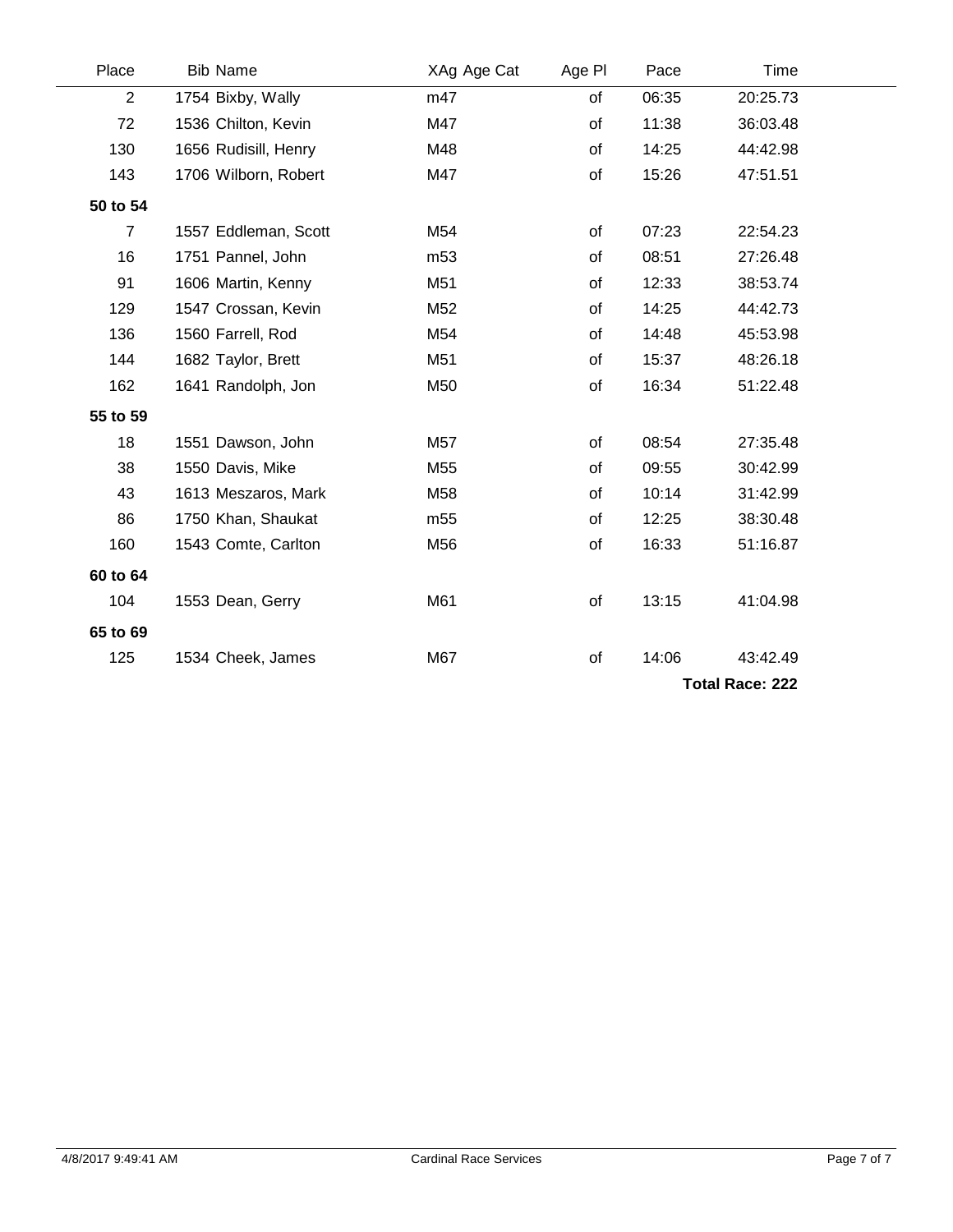| Place | Bib | Name | XAg | Age Cat | Age Pl | Pace | Time |
|---|---|---|---|---|---|---|---|
| 2 | 1754 | Bixby, Wally | m47 | | of | 06:35 | 20:25.73 |
| 72 | 1536 | Chilton, Kevin | M47 | | of | 11:38 | 36:03.48 |
| 130 | 1656 | Rudisill, Henry | M48 | | of | 14:25 | 44:42.98 |
| 143 | 1706 | Wilborn, Robert | M47 | | of | 15:26 | 47:51.51 |
| **50 to 54** | | | | | | | |
| 7 | 1557 | Eddleman, Scott | M54 | | of | 07:23 | 22:54.23 |
| 16 | 1751 | Pannel, John | m53 | | of | 08:51 | 27:26.48 |
| 91 | 1606 | Martin, Kenny | M51 | | of | 12:33 | 38:53.74 |
| 129 | 1547 | Crossan, Kevin | M52 | | of | 14:25 | 44:42.73 |
| 136 | 1560 | Farrell, Rod | M54 | | of | 14:48 | 45:53.98 |
| 144 | 1682 | Taylor, Brett | M51 | | of | 15:37 | 48:26.18 |
| 162 | 1641 | Randolph, Jon | M50 | | of | 16:34 | 51:22.48 |
| **55 to 59** | | | | | | | |
| 18 | 1551 | Dawson, John | M57 | | of | 08:54 | 27:35.48 |
| 38 | 1550 | Davis, Mike | M55 | | of | 09:55 | 30:42.99 |
| 43 | 1613 | Meszaros, Mark | M58 | | of | 10:14 | 31:42.99 |
| 86 | 1750 | Khan, Shaukat | m55 | | of | 12:25 | 38:30.48 |
| 160 | 1543 | Comte, Carlton | M56 | | of | 16:33 | 51:16.87 |
| **60 to 64** | | | | | | | |
| 104 | 1553 | Dean, Gerry | M61 | | of | 13:15 | 41:04.98 |
| **65 to 69** | | | | | | | |
| 125 | 1534 | Cheek, James | M67 | | of | 14:06 | 43:42.49 |

**Total Race: 222**

4/8/2017 9:49:41 AM Cardinal Race Services